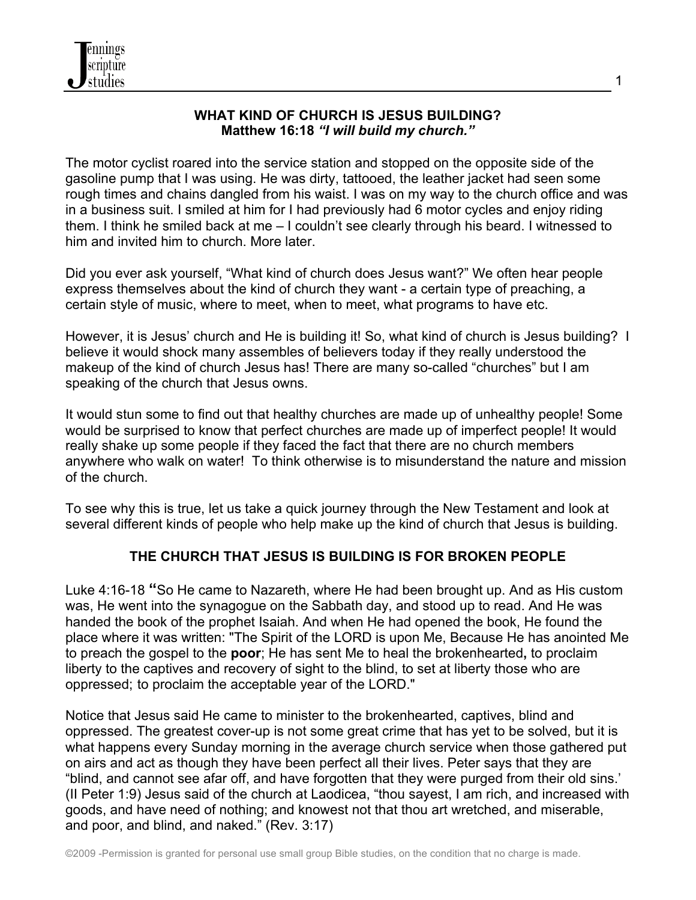**WHAT KIND OF CHURCH IS JESUS BUILDING?**
**Matthew 16:18** ***"I will build my church."***

The motor cyclist roared into the service station and stopped on the opposite side of the gasoline pump that I was using. He was dirty, tattooed, the leather jacket had seen some rough times and chains dangled from his waist. I was on my way to the church office and was in a business suit. I smiled at him for I had previously had 6 motor cycles and enjoy riding them. I think he smiled back at me – I couldn't see clearly through his beard. I witnessed to him and invited him to church. More later.

Did you ever ask yourself, "What kind of church does Jesus want?" We often hear people express themselves about the kind of church they want - a certain type of preaching, a certain style of music, where to meet, when to meet, what programs to have etc.

However, it is Jesus' church and He is building it! So, what kind of church is Jesus building? I believe it would shock many assembles of believers today if they really understood the makeup of the kind of church Jesus has! There are many so-called "churches" but I am speaking of the church that Jesus owns.

It would stun some to find out that healthy churches are made up of unhealthy people! Some would be surprised to know that perfect churches are made up of imperfect people! It would really shake up some people if they faced the fact that there are no church members anywhere who walk on water! To think otherwise is to misunderstand the nature and mission of the church.

To see why this is true, let us take a quick journey through the New Testament and look at several different kinds of people who help make up the kind of church that Jesus is building.

## THE CHURCH THAT JESUS IS BUILDING IS FOR BROKEN PEOPLE

Luke 4:16-18 **"**So He came to Nazareth, where He had been brought up. And as His custom was, He went into the synagogue on the Sabbath day, and stood up to read. And He was handed the book of the prophet Isaiah. And when He had opened the book, He found the place where it was written: "The Spirit of the LORD is upon Me, Because He has anointed Me to preach the gospel to the **poor**; He has sent Me to heal the brokenhearted**,** to proclaim liberty to the captives and recovery of sight to the blind, to set at liberty those who are oppressed; to proclaim the acceptable year of the LORD."

Notice that Jesus said He came to minister to the brokenhearted, captives, blind and oppressed. The greatest cover-up is not some great crime that has yet to be solved, but it is what happens every Sunday morning in the average church service when those gathered put on airs and act as though they have been perfect all their lives. Peter says that they are "blind, and cannot see afar off, and have forgotten that they were purged from their old sins.' (II Peter 1:9) Jesus said of the church at Laodicea, "thou sayest, I am rich, and increased with goods, and have need of nothing; and knowest not that thou art wretched, and miserable, and poor, and blind, and naked." (Rev. 3:17)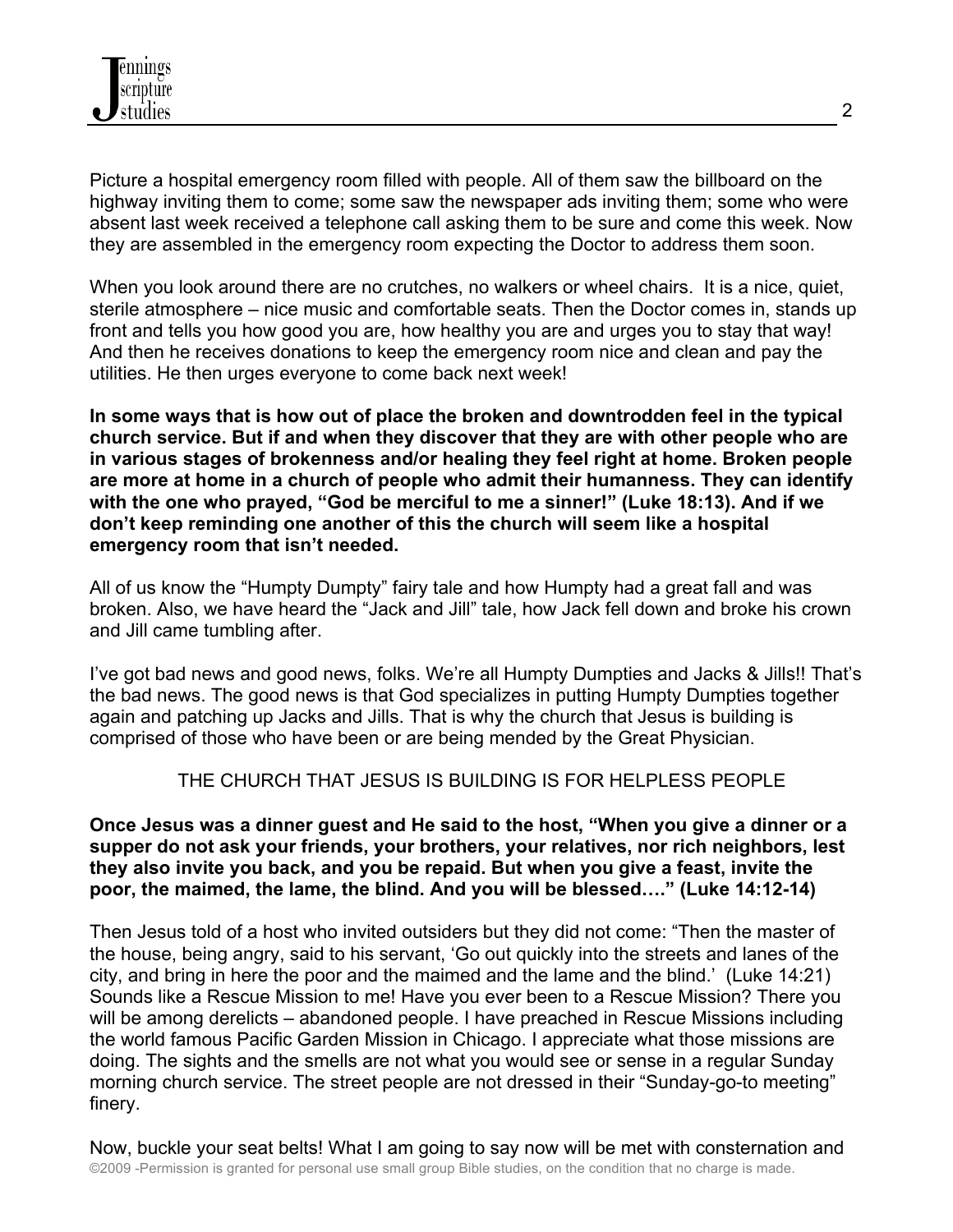Picture a hospital emergency room filled with people. All of them saw the billboard on the highway inviting them to come; some saw the newspaper ads inviting them; some who were absent last week received a telephone call asking them to be sure and come this week. Now they are assembled in the emergency room expecting the Doctor to address them soon.

When you look around there are no crutches, no walkers or wheel chairs. It is a nice, quiet, sterile atmosphere – nice music and comfortable seats. Then the Doctor comes in, stands up front and tells you how good you are, how healthy you are and urges you to stay that way! And then he receives donations to keep the emergency room nice and clean and pay the utilities. He then urges everyone to come back next week!

**In some ways that is how out of place the broken and downtrodden feel in the typical church service. But if and when they discover that they are with other people who are in various stages of brokenness and/or healing they feel right at home. Broken people are more at home in a church of people who admit their humanness. They can identify with the one who prayed, "God be merciful to me a sinner!" (Luke 18:13). And if we don't keep reminding one another of this the church will seem like a hospital emergency room that isn't needed.**

All of us know the "Humpty Dumpty" fairy tale and how Humpty had a great fall and was broken. Also, we have heard the "Jack and Jill" tale, how Jack fell down and broke his crown and Jill came tumbling after.

I've got bad news and good news, folks. We're all Humpty Dumpties and Jacks & Jills!! That's the bad news. The good news is that God specializes in putting Humpty Dumpties together again and patching up Jacks and Jills. That is why the church that Jesus is building is comprised of those who have been or are being mended by the Great Physician.

## THE CHURCH THAT JESUS IS BUILDING IS FOR HELPLESS PEOPLE

**Once Jesus was a dinner guest and He said to the host, "When you give a dinner or a supper do not ask your friends, your brothers, your relatives, nor rich neighbors, lest they also invite you back, and you be repaid. But when you give a feast, invite the poor, the maimed, the lame, the blind. And you will be blessed…." (Luke 14:12-14)**

Then Jesus told of a host who invited outsiders but they did not come: "Then the master of the house, being angry, said to his servant, 'Go out quickly into the streets and lanes of the city, and bring in here the poor and the maimed and the lame and the blind.' (Luke 14:21) Sounds like a Rescue Mission to me! Have you ever been to a Rescue Mission? There you will be among derelicts – abandoned people. I have preached in Rescue Missions including the world famous Pacific Garden Mission in Chicago. I appreciate what those missions are doing. The sights and the smells are not what you would see or sense in a regular Sunday morning church service. The street people are not dressed in their "Sunday-go-to meeting" finery.

Now, buckle your seat belts! What I am going to say now will be met with consternation and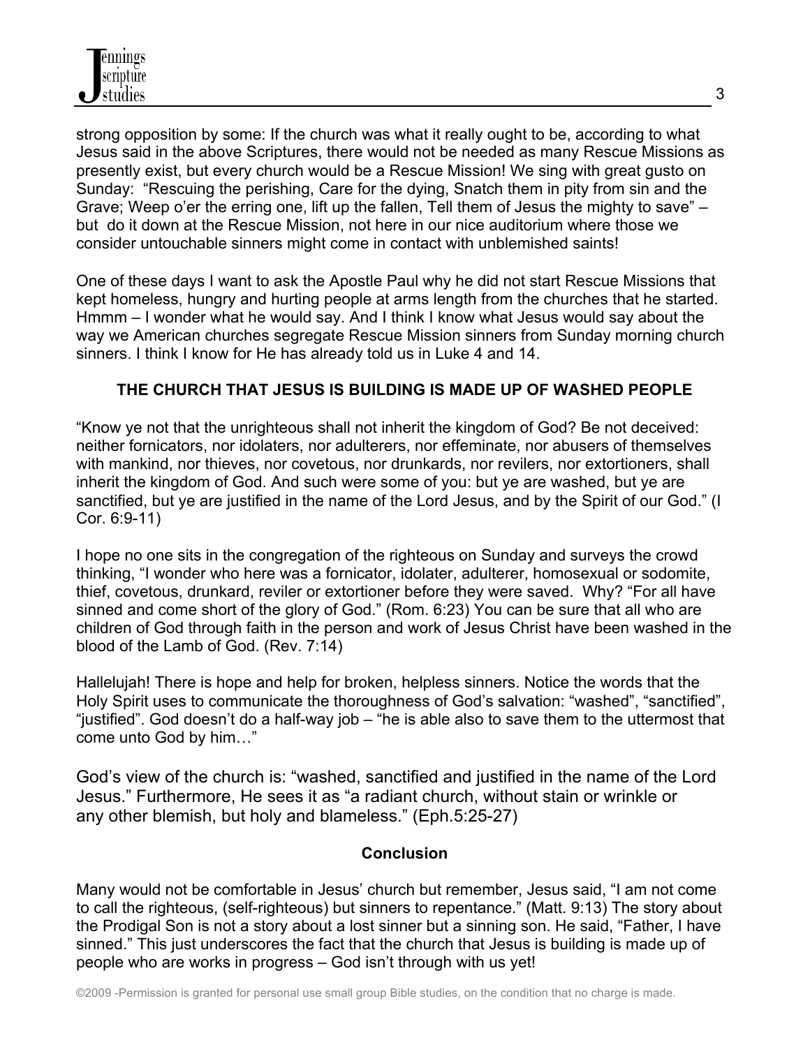strong opposition by some: If the church was what it really ought to be, according to what Jesus said in the above Scriptures, there would not be needed as many Rescue Missions as presently exist, but every church would be a Rescue Mission! We sing with great gusto on Sunday: "Rescuing the perishing, Care for the dying, Snatch them in pity from sin and the Grave; Weep o'er the erring one, lift up the fallen, Tell them of Jesus the mighty to save" – but do it down at the Rescue Mission, not here in our nice auditorium where those we consider untouchable sinners might come in contact with unblemished saints!

One of these days I want to ask the Apostle Paul why he did not start Rescue Missions that kept homeless, hungry and hurting people at arms length from the churches that he started. Hmmm – I wonder what he would say. And I think I know what Jesus would say about the way we American churches segregate Rescue Mission sinners from Sunday morning church sinners. I think I know for He has already told us in Luke 4 and 14.

**THE CHURCH THAT JESUS IS BUILDING IS MADE UP OF WASHED PEOPLE**

"Know ye not that the unrighteous shall not inherit the kingdom of God? Be not deceived: neither fornicators, nor idolaters, nor adulterers, nor effeminate, nor abusers of themselves with mankind, nor thieves, nor covetous, nor drunkards, nor revilers, nor extortioners, shall inherit the kingdom of God. And such were some of you: but ye are washed, but ye are sanctified, but ye are justified in the name of the Lord Jesus, and by the Spirit of our God." (I Cor. 6:9-11)

I hope no one sits in the congregation of the righteous on Sunday and surveys the crowd thinking, "I wonder who here was a fornicator, idolater, adulterer, homosexual or sodomite, thief, covetous, drunkard, reviler or extortioner before they were saved. Why? "For all have sinned and come short of the glory of God." (Rom. 6:23) You can be sure that all who are children of God through faith in the person and work of Jesus Christ have been washed in the blood of the Lamb of God. (Rev. 7:14)

Hallelujah! There is hope and help for broken, helpless sinners. Notice the words that the Holy Spirit uses to communicate the thoroughness of God's salvation: "washed", "sanctified", "justified". God doesn't do a half-way job – "he is able also to save them to the uttermost that come unto God by him…"

God's view of the church is: "washed, sanctified and justified in the name of the Lord Jesus." Furthermore, He sees it as "a radiant church, without stain or wrinkle or any other blemish, but holy and blameless." (Eph.5:25-27)

**Conclusion**

Many would not be comfortable in Jesus' church but remember, Jesus said, "I am not come to call the righteous, (self-righteous) but sinners to repentance." (Matt. 9:13) The story about the Prodigal Son is not a story about a lost sinner but a sinning son. He said, "Father, I have sinned." This just underscores the fact that the church that Jesus is building is made up of people who are works in progress – God isn't through with us yet!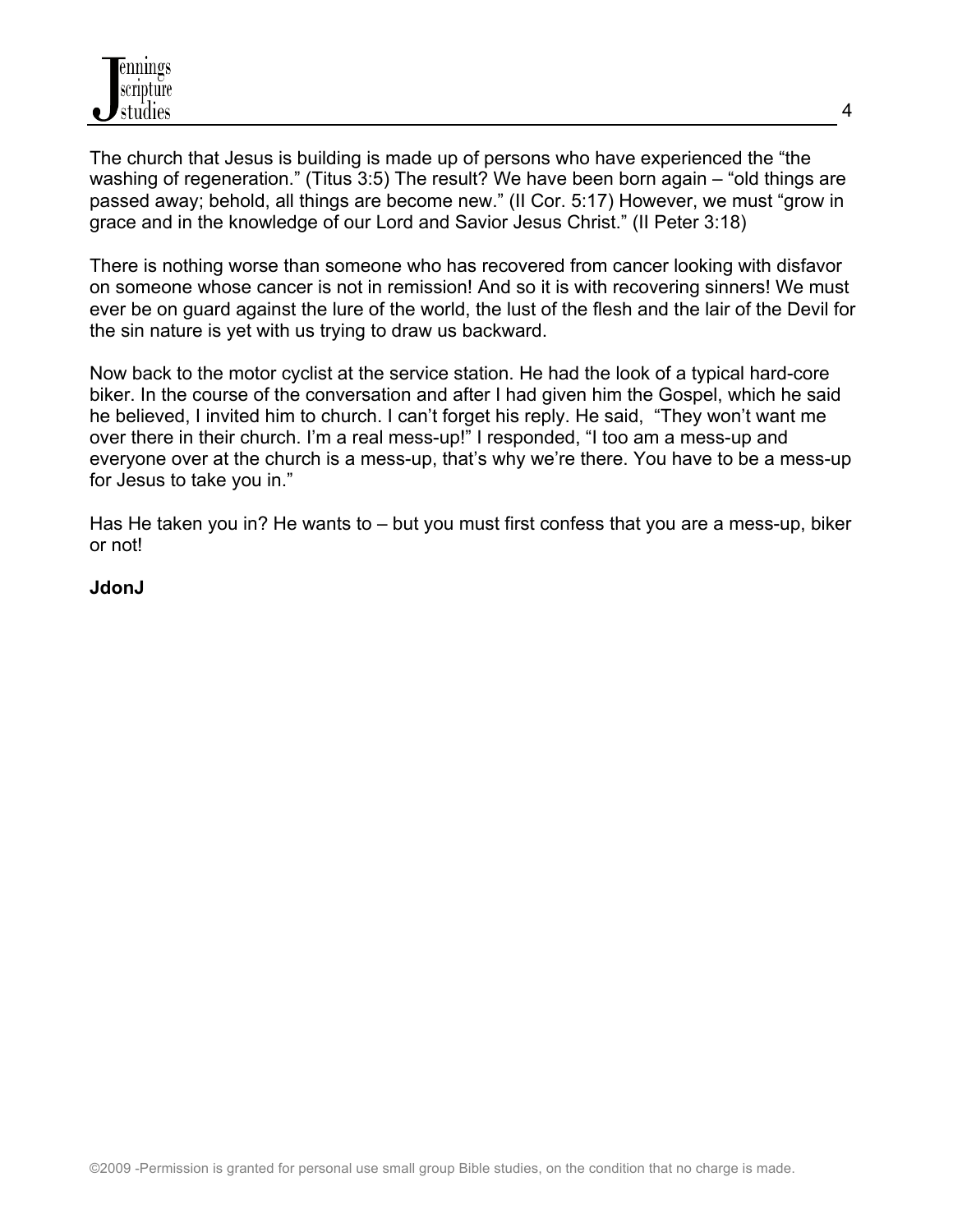The church that Jesus is building is made up of persons who have experienced the "the washing of regeneration." (Titus 3:5) The result? We have been born again – "old things are passed away; behold, all things are become new." (II Cor. 5:17) However, we must "grow in grace and in the knowledge of our Lord and Savior Jesus Christ." (II Peter 3:18)

There is nothing worse than someone who has recovered from cancer looking with disfavor on someone whose cancer is not in remission! And so it is with recovering sinners! We must ever be on guard against the lure of the world, the lust of the flesh and the lair of the Devil for the sin nature is yet with us trying to draw us backward.

Now back to the motor cyclist at the service station. He had the look of a typical hard-core biker. In the course of the conversation and after I had given him the Gospel, which he said he believed, I invited him to church. I can't forget his reply. He said, "They won't want me over there in their church. I'm a real mess-up!" I responded, "I too am a mess-up and everyone over at the church is a mess-up, that's why we're there. You have to be a mess-up for Jesus to take you in."

Has He taken you in? He wants to – but you must first confess that you are a mess-up, biker or not!

**JdonJ**

©2009 -Permission is granted for personal use small group Bible studies, on the condition that no charge is made.